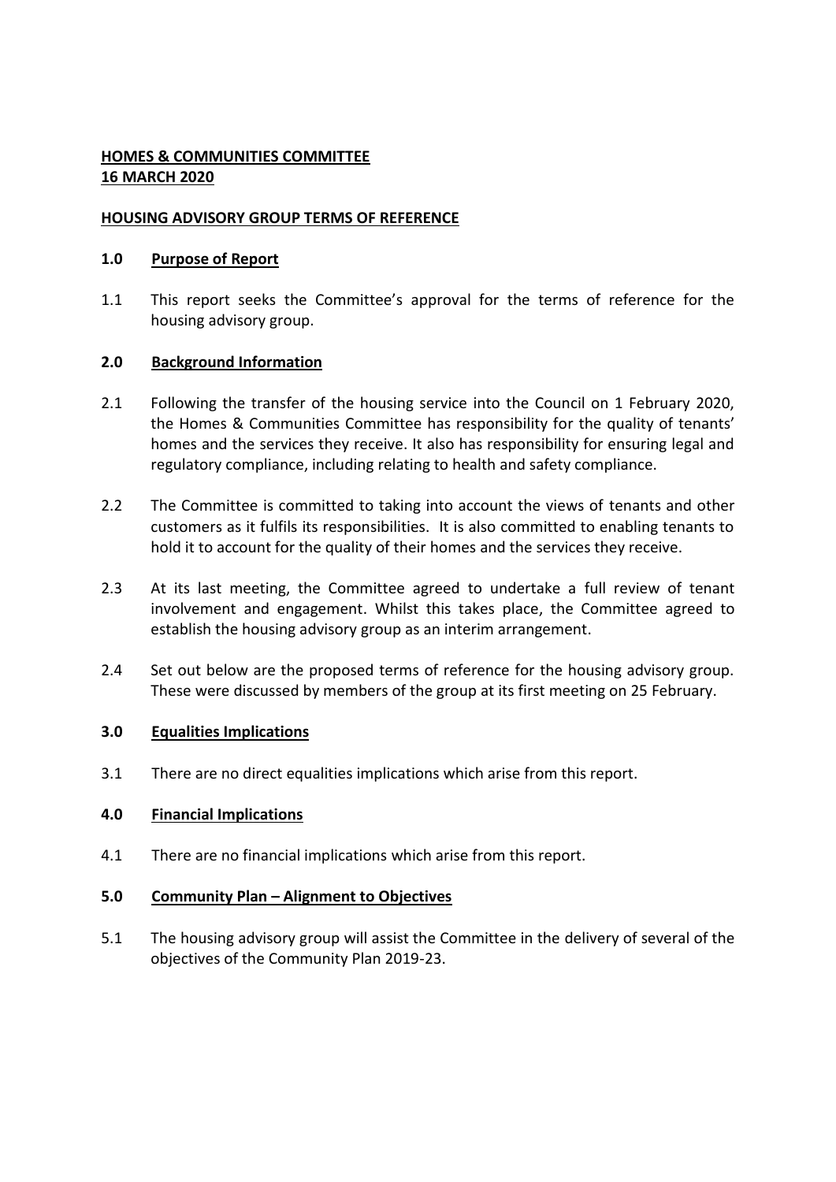**HOMES & COMMUNITIES COMMITTEE**
**16 MARCH 2020**

**HOUSING ADVISORY GROUP TERMS OF REFERENCE**

## 1.0 Purpose of Report

1.1 This report seeks the Committee's approval for the terms of reference for the housing advisory group.

## 2.0 Background Information

2.1 Following the transfer of the housing service into the Council on 1 February 2020, the Homes & Communities Committee has responsibility for the quality of tenants' homes and the services they receive. It also has responsibility for ensuring legal and regulatory compliance, including relating to health and safety compliance.

2.2 The Committee is committed to taking into account the views of tenants and other customers as it fulfils its responsibilities. It is also committed to enabling tenants to hold it to account for the quality of their homes and the services they receive.

2.3 At its last meeting, the Committee agreed to undertake a full review of tenant involvement and engagement. Whilst this takes place, the Committee agreed to establish the housing advisory group as an interim arrangement.

2.4 Set out below are the proposed terms of reference for the housing advisory group. These were discussed by members of the group at its first meeting on 25 February.

## 3.0 Equalities Implications

3.1 There are no direct equalities implications which arise from this report.

## 4.0 Financial Implications

4.1 There are no financial implications which arise from this report.

## 5.0 Community Plan – Alignment to Objectives

5.1 The housing advisory group will assist the Committee in the delivery of several of the objectives of the Community Plan 2019-23.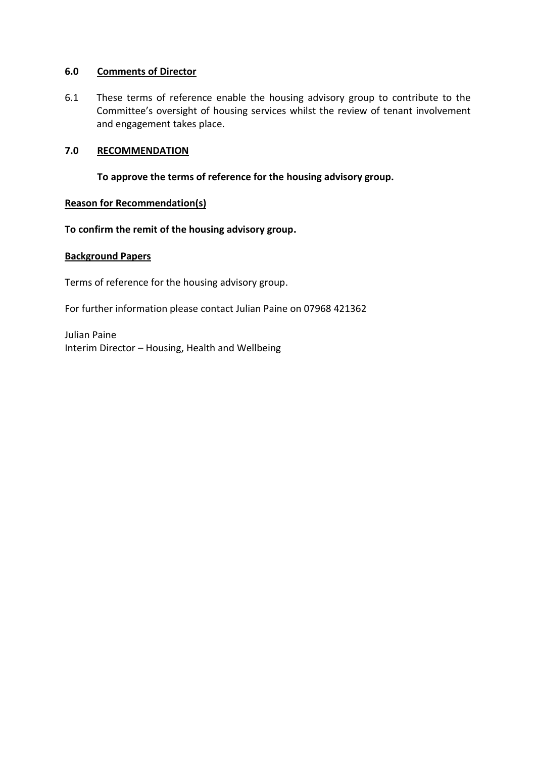## 6.0 Comments of Director

6.1 These terms of reference enable the housing advisory group to contribute to the Committee's oversight of housing services whilst the review of tenant involvement and engagement takes place.

## 7.0 RECOMMENDATION

**To approve the terms of reference for the housing advisory group.**

**Reason for Recommendation(s)**

**To confirm the remit of the housing advisory group.**

**Background Papers**

Terms of reference for the housing advisory group.

For further information please contact Julian Paine on 07968 421362

Julian Paine
Interim Director – Housing, Health and Wellbeing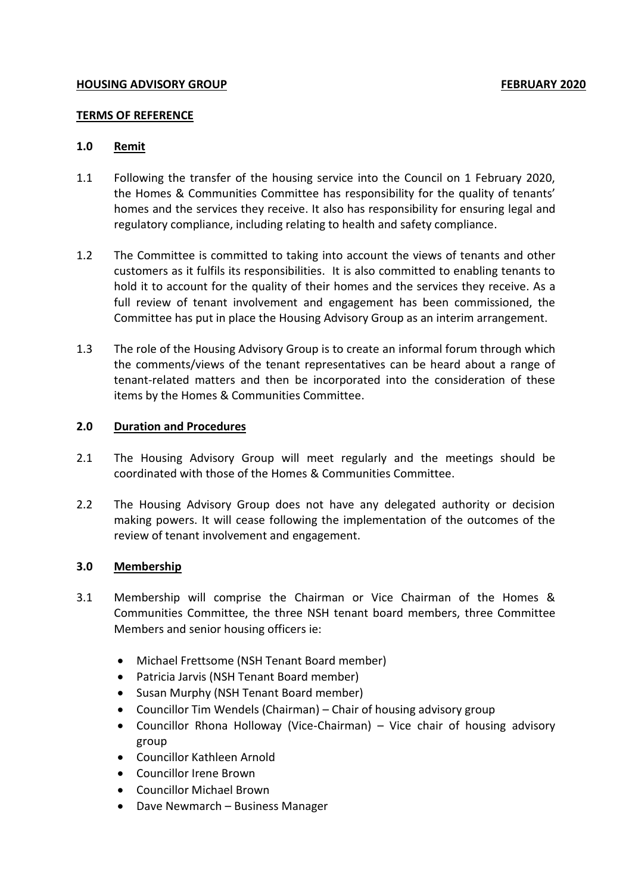**HOUSING ADVISORY GROUP** **FEBRUARY 2020**

**TERMS OF REFERENCE**

## 1.0 Remit

1.1 Following the transfer of the housing service into the Council on 1 February 2020, the Homes & Communities Committee has responsibility for the quality of tenants' homes and the services they receive. It also has responsibility for ensuring legal and regulatory compliance, including relating to health and safety compliance.

1.2 The Committee is committed to taking into account the views of tenants and other customers as it fulfils its responsibilities. It is also committed to enabling tenants to hold it to account for the quality of their homes and the services they receive. As a full review of tenant involvement and engagement has been commissioned, the Committee has put in place the Housing Advisory Group as an interim arrangement.

1.3 The role of the Housing Advisory Group is to create an informal forum through which the comments/views of the tenant representatives can be heard about a range of tenant-related matters and then be incorporated into the consideration of these items by the Homes & Communities Committee.

## 2.0 Duration and Procedures

2.1 The Housing Advisory Group will meet regularly and the meetings should be coordinated with those of the Homes & Communities Committee.

2.2 The Housing Advisory Group does not have any delegated authority or decision making powers. It will cease following the implementation of the outcomes of the review of tenant involvement and engagement.

## 3.0 Membership

3.1 Membership will comprise the Chairman or Vice Chairman of the Homes & Communities Committee, the three NSH tenant board members, three Committee Members and senior housing officers ie:

- Michael Frettsome (NSH Tenant Board member)
- Patricia Jarvis (NSH Tenant Board member)
- Susan Murphy (NSH Tenant Board member)
- Councillor Tim Wendels (Chairman) – Chair of housing advisory group
- Councillor Rhona Holloway (Vice-Chairman) – Vice chair of housing advisory group
- Councillor Kathleen Arnold
- Councillor Irene Brown
- Councillor Michael Brown
- Dave Newmarch – Business Manager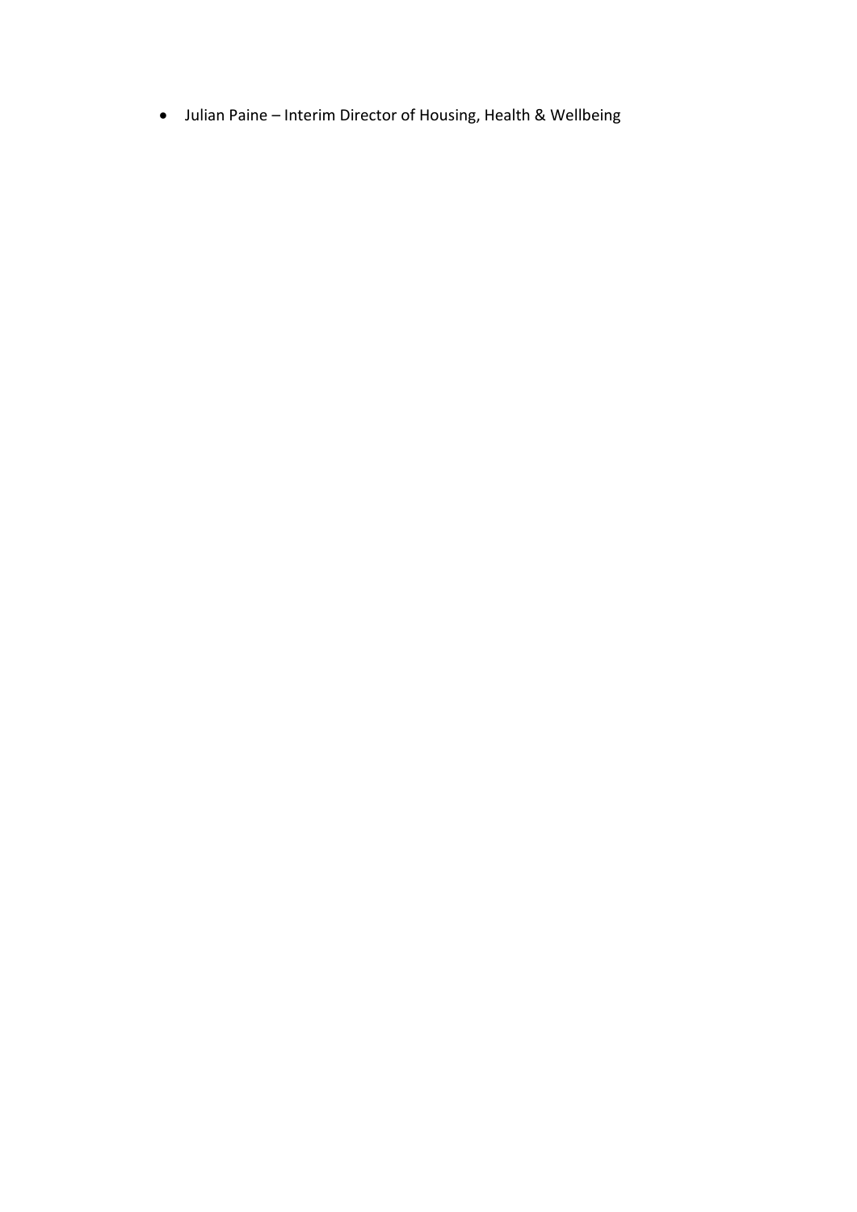- Julian Paine – Interim Director of Housing, Health & Wellbeing